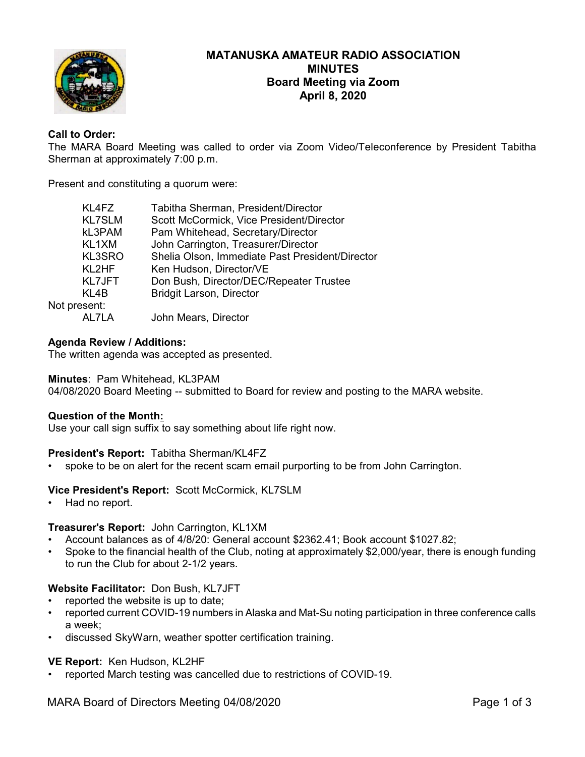# MATANUSKA AMATEUR RADIO ASSOCIATION
## MINUTES
## Board Meeting via Zoom
## April 8, 2020

**Call to Order:**
The MARA Board Meeting was called to order via Zoom Video/Teleconference by President Tabitha Sherman at approximately 7:00 p.m.

Present and constituting a quorum were:

| | |
|---|---|
| KL4FZ | Tabitha Sherman, President/Director |
| KL7SLM | Scott McCormick, Vice President/Director |
| kL3PAM | Pam Whitehead, Secretary/Director |
| KL1XM | John Carrington, Treasurer/Director |
| KL3SRO | Shelia Olson, Immediate Past President/Director |
| KL2HF | Ken Hudson, Director/VE |
| KL7JFT | Don Bush, Director/DEC/Repeater Trustee |
| KL4B | Bridgit Larson, Director |

Not present:

| | |
|---|---|
| AL7LA | John Mears, Director |

**Agenda Review / Additions:**
The written agenda was accepted as presented.

**Minutes**: Pam Whitehead, KL3PAM
04/08/2020 Board Meeting -- submitted to Board for review and posting to the MARA website.

**Question of the Month:**
Use your call sign suffix to say something about life right now.

**President's Report:** Tabitha Sherman/KL4FZ
- spoke to be on alert for the recent scam email purporting to be from John Carrington.

**Vice President's Report:** Scott McCormick, KL7SLM
- Had no report.

**Treasurer's Report:** John Carrington, KL1XM
- Account balances as of 4/8/20: General account $2362.41; Book account $1027.82;
- Spoke to the financial health of the Club, noting at approximately $2,000/year, there is enough funding to run the Club for about 2-1/2 years.

**Website Facilitator:** Don Bush, KL7JFT
- reported the website is up to date;
- reported current COVID-19 numbers in Alaska and Mat-Su noting participation in three conference calls a week;
- discussed SkyWarn, weather spotter certification training.

**VE Report:** Ken Hudson, KL2HF
- reported March testing was cancelled due to restrictions of COVID-19.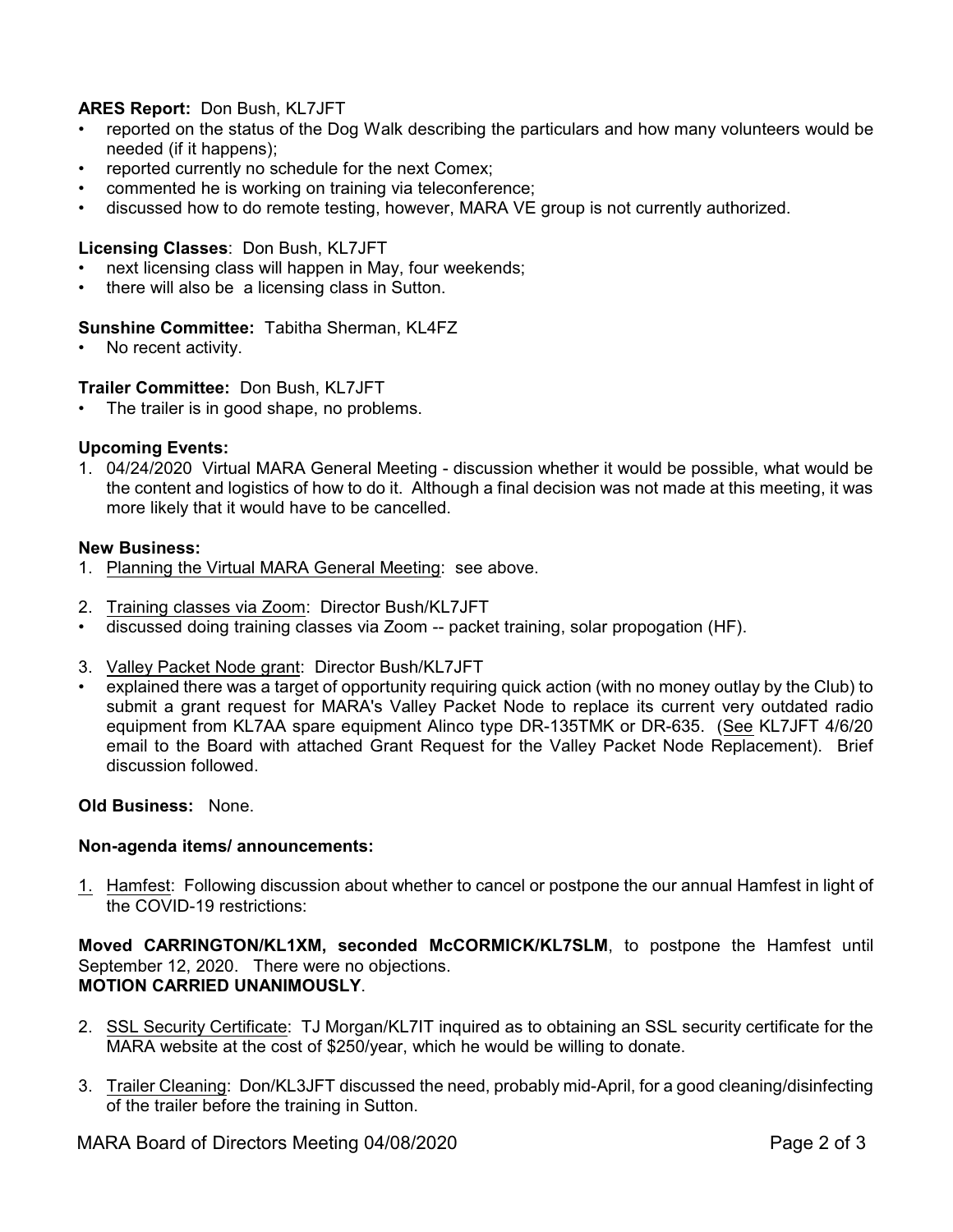**ARES Report:** Don Bush, KL7JFT

- reported on the status of the Dog Walk describing the particulars and how many volunteers would be needed (if it happens);
- reported currently no schedule for the next Comex;
- commented he is working on training via teleconference;
- discussed how to do remote testing, however, MARA VE group is not currently authorized.

**Licensing Classes**: Don Bush, KL7JFT

- next licensing class will happen in May, four weekends;
- there will also be a licensing class in Sutton.

**Sunshine Committee:** Tabitha Sherman, KL4FZ

- No recent activity.

**Trailer Committee:** Don Bush, KL7JFT

- The trailer is in good shape, no problems.

**Upcoming Events:**

1. 04/24/2020 Virtual MARA General Meeting - discussion whether it would be possible, what would be the content and logistics of how to do it. Although a final decision was not made at this meeting, it was more likely that it would have to be cancelled.

**New Business:**

1. Planning the Virtual MARA General Meeting: see above.

2. Training classes via Zoom: Director Bush/KL7JFT
   - discussed doing training classes via Zoom -- packet training, solar propogation (HF).

3. Valley Packet Node grant: Director Bush/KL7JFT
   - explained there was a target of opportunity requiring quick action (with no money outlay by the Club) to submit a grant request for MARA's Valley Packet Node to replace its current very outdated radio equipment from KL7AA spare equipment Alinco type DR-135TMK or DR-635. (See KL7JFT 4/6/20 email to the Board with attached Grant Request for the Valley Packet Node Replacement). Brief discussion followed.

**Old Business:** None.

**Non-agenda items/ announcements:**

1. Hamfest: Following discussion about whether to cancel or postpone the our annual Hamfest in light of the COVID-19 restrictions:

**Moved CARRINGTON/KL1XM, seconded McCORMICK/KL7SLM**, to postpone the Hamfest until September 12, 2020. There were no objections.
**MOTION CARRIED UNANIMOUSLY**.

2. SSL Security Certificate: TJ Morgan/KL7IT inquired as to obtaining an SSL security certificate for the MARA website at the cost of $250/year, which he would be willing to donate.

3. Trailer Cleaning: Don/KL3JFT discussed the need, probably mid-April, for a good cleaning/disinfecting of the trailer before the training in Sutton.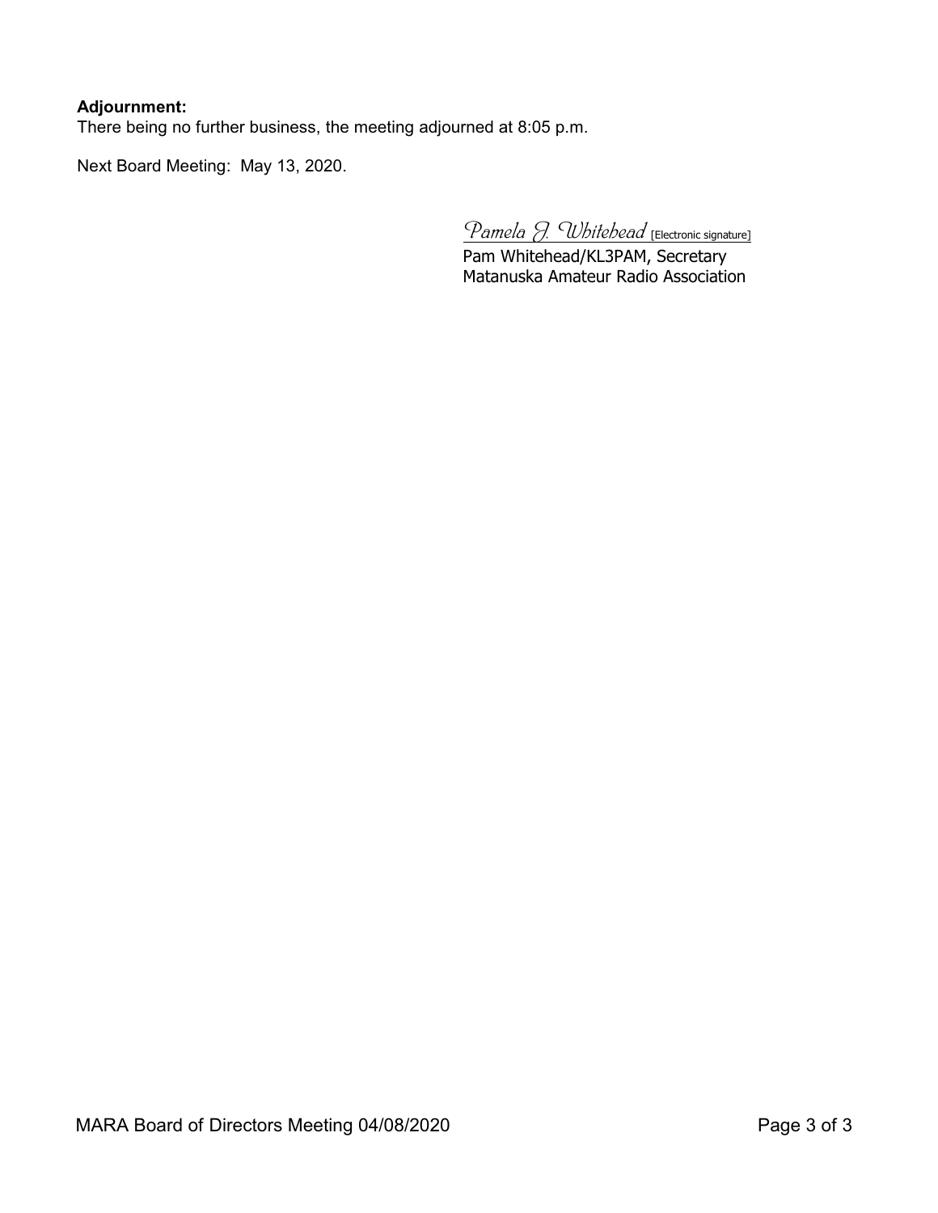**Adjournment:**
There being no further business, the meeting adjourned at 8:05 p.m.

Next Board Meeting: May 13, 2020.

*Pamela J. Whitehead* [Electronic signature]
Pam Whitehead/KL3PAM, Secretary
Matanuska Amateur Radio Association